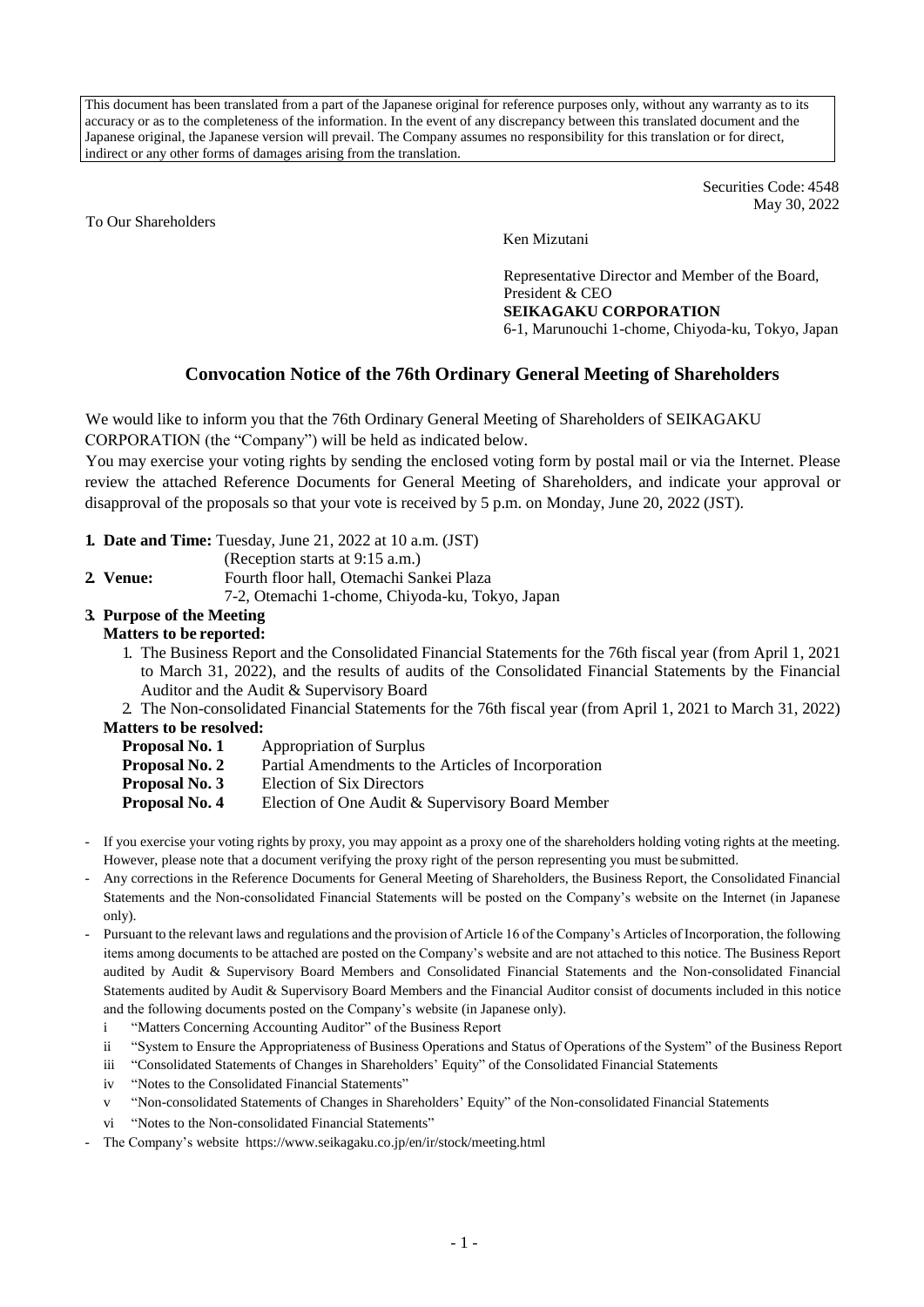This document has been translated from a part of the Japanese original for reference purposes only, without any warranty as to its accuracy or as to the completeness of the information. In the event of any discrepancy between this translated document and the Japanese original, the Japanese version will prevail. The Company assumes no responsibility for this translation or for direct, indirect or any other forms of damages arising from the translation.

Securities Code: 4548
May 30, 2022

To Our Shareholders

Ken Mizutani

Representative Director and Member of the Board,
President & CEO
**SEIKAGAKU CORPORATION**
6-1, Marunouchi 1-chome, Chiyoda-ku, Tokyo, Japan

## Convocation Notice of the 76th Ordinary General Meeting of Shareholders

We would like to inform you that the 76th Ordinary General Meeting of Shareholders of SEIKAGAKU CORPORATION (the "Company") will be held as indicated below.

You may exercise your voting rights by sending the enclosed voting form by postal mail or via the Internet. Please review the attached Reference Documents for General Meeting of Shareholders, and indicate your approval or disapproval of the proposals so that your vote is received by 5 p.m. on Monday, June 20, 2022 (JST).

1. **Date and Time:** Tuesday, June 21, 2022 at 10 a.m. (JST)
   (Reception starts at 9:15 a.m.)
2. **Venue:** Fourth floor hall, Otemachi Sankei Plaza
   7-2, Otemachi 1-chome, Chiyoda-ku, Tokyo, Japan
3. **Purpose of the Meeting**

   **Matters to be reported:**
   1. The Business Report and the Consolidated Financial Statements for the 76th fiscal year (from April 1, 2021 to March 31, 2022), and the results of audits of the Consolidated Financial Statements by the Financial Auditor and the Audit & Supervisory Board
   2. The Non-consolidated Financial Statements for the 76th fiscal year (from April 1, 2021 to March 31, 2022)

   **Matters to be resolved:**

   **Proposal No. 1** Appropriation of Surplus
   **Proposal No. 2** Partial Amendments to the Articles of Incorporation
   **Proposal No. 3** Election of Six Directors
   **Proposal No. 4** Election of One Audit & Supervisory Board Member

- If you exercise your voting rights by proxy, you may appoint as a proxy one of the shareholders holding voting rights at the meeting. However, please note that a document verifying the proxy right of the person representing you must be submitted.
- Any corrections in the Reference Documents for General Meeting of Shareholders, the Business Report, the Consolidated Financial Statements and the Non-consolidated Financial Statements will be posted on the Company's website on the Internet (in Japanese only).
- Pursuant to the relevant laws and regulations and the provision of Article 16 of the Company's Articles of Incorporation, the following items among documents to be attached are posted on the Company's website and are not attached to this notice. The Business Report audited by Audit & Supervisory Board Members and Consolidated Financial Statements and the Non-consolidated Financial Statements audited by Audit & Supervisory Board Members and the Financial Auditor consist of documents included in this notice and the following documents posted on the Company's website (in Japanese only).
  - i "Matters Concerning Accounting Auditor" of the Business Report
  - ii "System to Ensure the Appropriateness of Business Operations and Status of Operations of the System" of the Business Report
  - iii "Consolidated Statements of Changes in Shareholders' Equity" of the Consolidated Financial Statements
  - iv "Notes to the Consolidated Financial Statements"
  - v "Non-consolidated Statements of Changes in Shareholders' Equity" of the Non-consolidated Financial Statements
  - vi "Notes to the Non-consolidated Financial Statements"
- The Company's website https://www.seikagaku.co.jp/en/ir/stock/meeting.html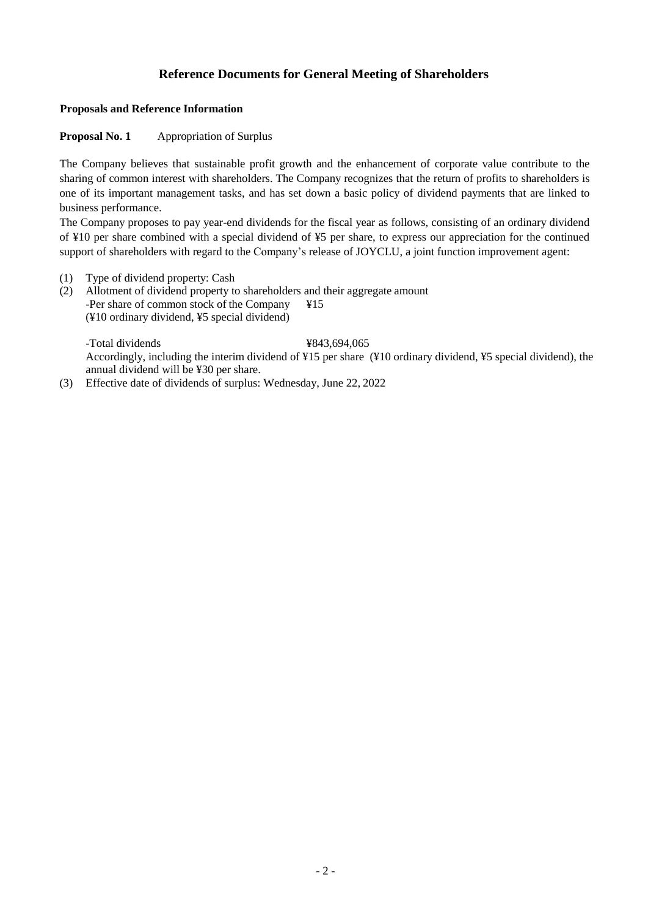# Reference Documents for General Meeting of Shareholders

**Proposals and Reference Information**

**Proposal No. 1** Appropriation of Surplus

The Company believes that sustainable profit growth and the enhancement of corporate value contribute to the sharing of common interest with shareholders. The Company recognizes that the return of profits to shareholders is one of its important management tasks, and has set down a basic policy of dividend payments that are linked to business performance.

The Company proposes to pay year-end dividends for the fiscal year as follows, consisting of an ordinary dividend of ¥10 per share combined with a special dividend of ¥5 per share, to express our appreciation for the continued support of shareholders with regard to the Company's release of JOYCLU, a joint function improvement agent:

(1) Type of dividend property: Cash

(2) Allotment of dividend property to shareholders and their aggregate amount
 -Per share of common stock of the Company ¥15
 (¥10 ordinary dividend, ¥5 special dividend)

 -Total dividends ¥843,694,065
 Accordingly, including the interim dividend of ¥15 per share (¥10 ordinary dividend, ¥5 special dividend), the annual dividend will be ¥30 per share.

(3) Effective date of dividends of surplus: Wednesday, June 22, 2022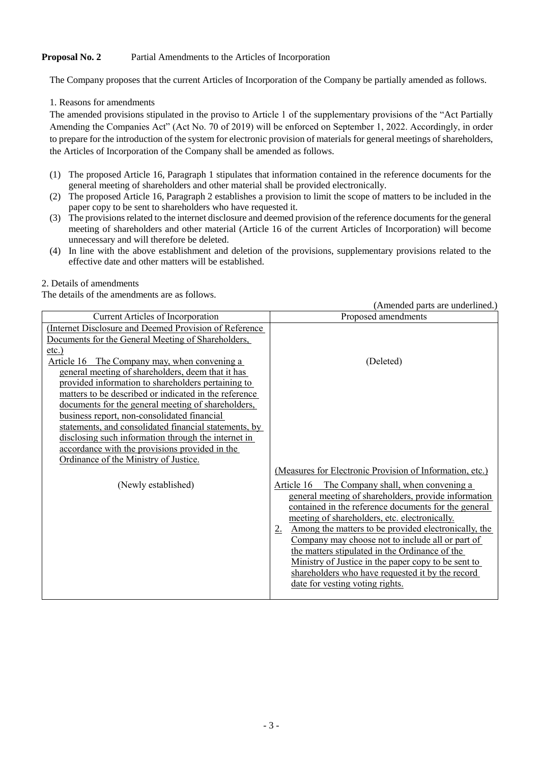**Proposal No. 2** Partial Amendments to the Articles of Incorporation

The Company proposes that the current Articles of Incorporation of the Company be partially amended as follows.

1. Reasons for amendments

The amended provisions stipulated in the proviso to Article 1 of the supplementary provisions of the "Act Partially Amending the Companies Act" (Act No. 70 of 2019) will be enforced on September 1, 2022. Accordingly, in order to prepare for the introduction of the system for electronic provision of materials for general meetings of shareholders, the Articles of Incorporation of the Company shall be amended as follows.

(1) The proposed Article 16, Paragraph 1 stipulates that information contained in the reference documents for the general meeting of shareholders and other material shall be provided electronically.
(2) The proposed Article 16, Paragraph 2 establishes a provision to limit the scope of matters to be included in the paper copy to be sent to shareholders who have requested it.
(3) The provisions related to the internet disclosure and deemed provision of the reference documents for the general meeting of shareholders and other material (Article 16 of the current Articles of Incorporation) will become unnecessary and will therefore be deleted.
(4) In line with the above establishment and deletion of the provisions, supplementary provisions related to the effective date and other matters will be established.

2. Details of amendments

The details of the amendments are as follows.

(Amended parts are underlined.)

| Current Articles of Incorporation | Proposed amendments |
|---|---|
| (Internet Disclosure and Deemed Provision of Reference Documents for the General Meeting of Shareholders, etc.)<br>Article 16 The Company may, when convening a general meeting of shareholders, deem that it has provided information to shareholders pertaining to matters to be described or indicated in the reference documents for the general meeting of shareholders, business report, non-consolidated financial statements, and consolidated financial statements, by disclosing such information through the internet in accordance with the provisions provided in the Ordinance of the Ministry of Justice. | (Deleted) |
| (Newly established) | (Measures for Electronic Provision of Information, etc.)<br>Article 16 The Company shall, when convening a general meeting of shareholders, provide information contained in the reference documents for the general meeting of shareholders, etc. electronically.<br>2. Among the matters to be provided electronically, the Company may choose not to include all or part of the matters stipulated in the Ordinance of the Ministry of Justice in the paper copy to be sent to shareholders who have requested it by the record date for vesting voting rights. |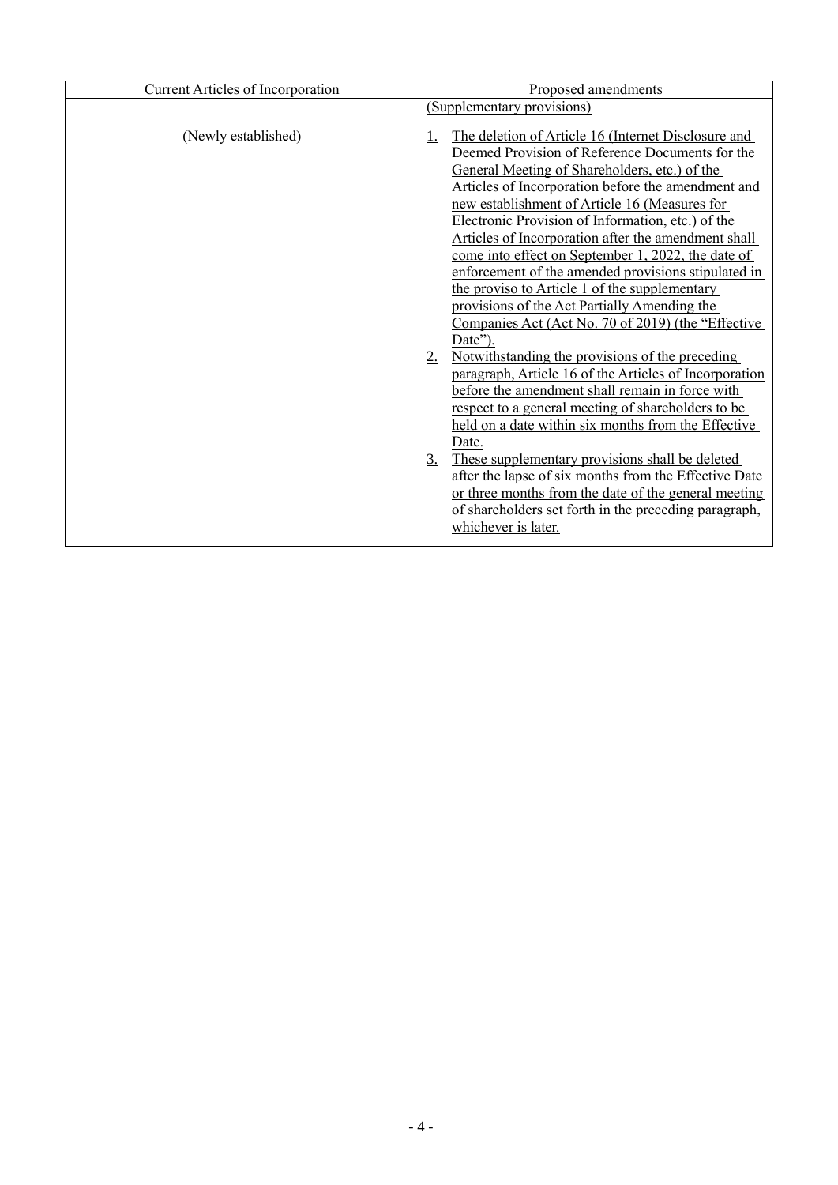| Current Articles of Incorporation | Proposed amendments |
|---|---|
| | (Supplementary provisions) |
| (Newly established) | 1. The deletion of Article 16 (Internet Disclosure and Deemed Provision of Reference Documents for the General Meeting of Shareholders, etc.) of the Articles of Incorporation before the amendment and new establishment of Article 16 (Measures for Electronic Provision of Information, etc.) of the Articles of Incorporation after the amendment shall come into effect on September 1, 2022, the date of enforcement of the amended provisions stipulated in the proviso to Article 1 of the supplementary provisions of the Act Partially Amending the Companies Act (Act No. 70 of 2019) (the "Effective Date").<br>2. Notwithstanding the provisions of the preceding paragraph, Article 16 of the Articles of Incorporation before the amendment shall remain in force with respect to a general meeting of shareholders to be held on a date within six months from the Effective Date.<br>3. These supplementary provisions shall be deleted after the lapse of six months from the Effective Date or three months from the date of the general meeting of shareholders set forth in the preceding paragraph, whichever is later. |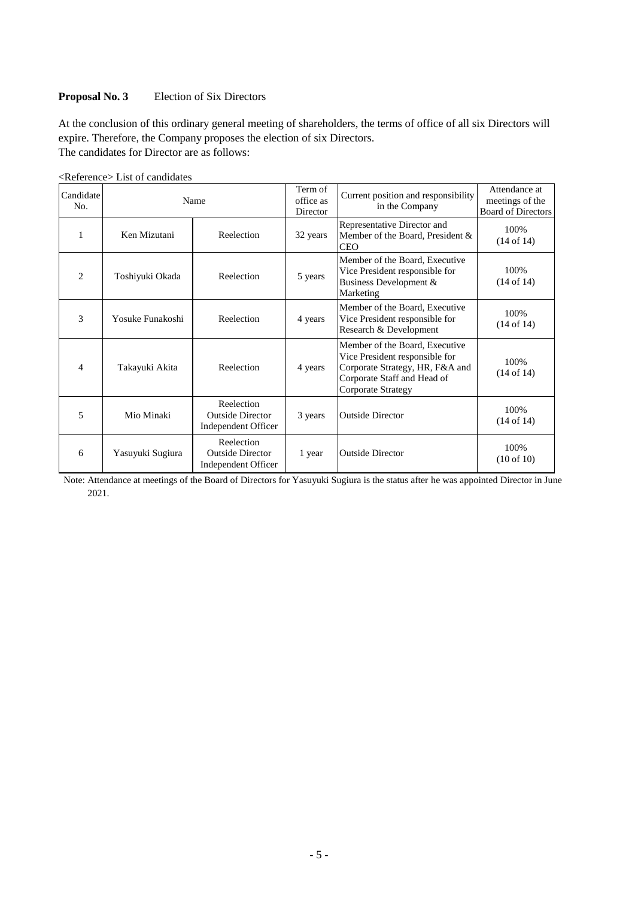**Proposal No. 3** Election of Six Directors

At the conclusion of this ordinary general meeting of shareholders, the terms of office of all six Directors will expire. Therefore, the Company proposes the election of six Directors.
The candidates for Director are as follows:

<Reference> List of candidates

| Candidate No. | Name | | Term of office as Director | Current position and responsibility in the Company | Attendance at meetings of the Board of Directors |
|---|---|---|---|---|---|
| 1 | Ken Mizutani | Reelection | 32 years | Representative Director and Member of the Board, President & CEO | 100% (14 of 14) |
| 2 | Toshiyuki Okada | Reelection | 5 years | Member of the Board, Executive Vice President responsible for Business Development & Marketing | 100% (14 of 14) |
| 3 | Yosuke Funakoshi | Reelection | 4 years | Member of the Board, Executive Vice President responsible for Research & Development | 100% (14 of 14) |
| 4 | Takayuki Akita | Reelection | 4 years | Member of the Board, Executive Vice President responsible for Corporate Strategy, HR, F&A and Corporate Staff and Head of Corporate Strategy | 100% (14 of 14) |
| 5 | Mio Minaki | Reelection Outside Director Independent Officer | 3 years | Outside Director | 100% (14 of 14) |
| 6 | Yasuyuki Sugiura | Reelection Outside Director Independent Officer | 1 year | Outside Director | 100% (10 of 10) |

Note: Attendance at meetings of the Board of Directors for Yasuyuki Sugiura is the status after he was appointed Director in June 2021.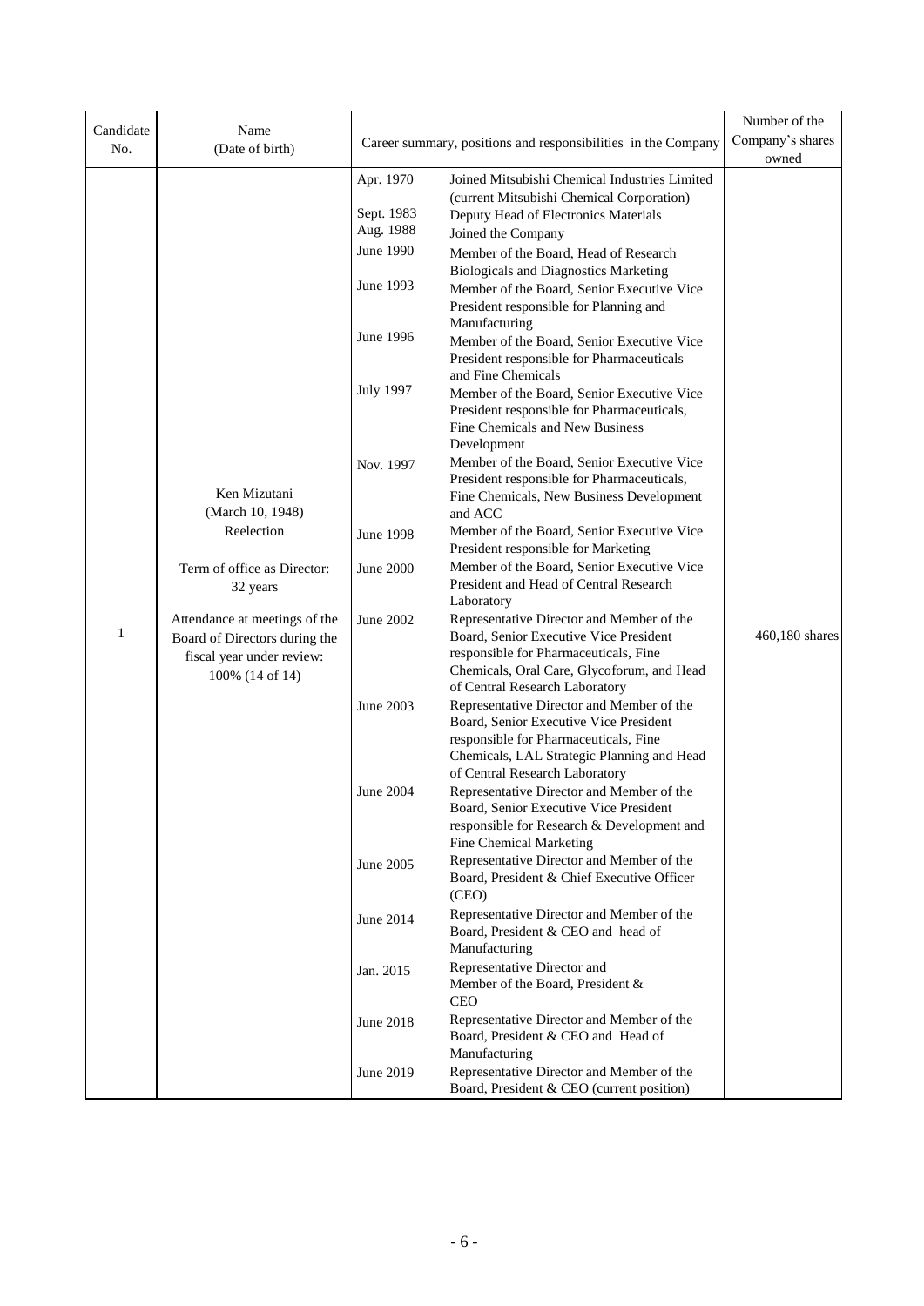| Candidate No. | Name (Date of birth) | Career summary, positions and responsibilities in the Company | | Number of the Company's shares owned |
|---|---|---|---|---|
| 1 | Ken Mizutani (March 10, 1948) Reelection<br><br>Term of office as Director: 32 years<br><br>Attendance at meetings of the Board of Directors during the fiscal year under review: 100% (14 of 14) | Apr. 1970 | Joined Mitsubishi Chemical Industries Limited (current Mitsubishi Chemical Corporation) | 460,180 shares |
| | | Sept. 1983 | Deputy Head of Electronics Materials | |
| | | Aug. 1988 | Joined the Company | |
| | | June 1990 | Member of the Board, Head of Research Biologicals and Diagnostics Marketing | |
| | | June 1993 | Member of the Board, Senior Executive Vice President responsible for Planning and Manufacturing | |
| | | June 1996 | Member of the Board, Senior Executive Vice President responsible for Pharmaceuticals and Fine Chemicals | |
| | | July 1997 | Member of the Board, Senior Executive Vice President responsible for Pharmaceuticals, Fine Chemicals and New Business Development | |
| | | Nov. 1997 | Member of the Board, Senior Executive Vice President responsible for Pharmaceuticals, Fine Chemicals, New Business Development and ACC | |
| | | June 1998 | Member of the Board, Senior Executive Vice President responsible for Marketing | |
| | | June 2000 | Member of the Board, Senior Executive Vice President and Head of Central Research Laboratory | |
| | | June 2002 | Representative Director and Member of the Board, Senior Executive Vice President responsible for Pharmaceuticals, Fine Chemicals, Oral Care, Glycoforum, and Head of Central Research Laboratory | |
| | | June 2003 | Representative Director and Member of the Board, Senior Executive Vice President responsible for Pharmaceuticals, Fine Chemicals, LAL Strategic Planning and Head of Central Research Laboratory | |
| | | June 2004 | Representative Director and Member of the Board, Senior Executive Vice President responsible for Research & Development and Fine Chemical Marketing | |
| | | June 2005 | Representative Director and Member of the Board, President & Chief Executive Officer (CEO) | |
| | | June 2014 | Representative Director and Member of the Board, President & CEO and head of Manufacturing | |
| | | Jan. 2015 | Representative Director and Member of the Board, President & CEO | |
| | | June 2018 | Representative Director and Member of the Board, President & CEO and Head of Manufacturing | |
| | | June 2019 | Representative Director and Member of the Board, President & CEO (current position) | |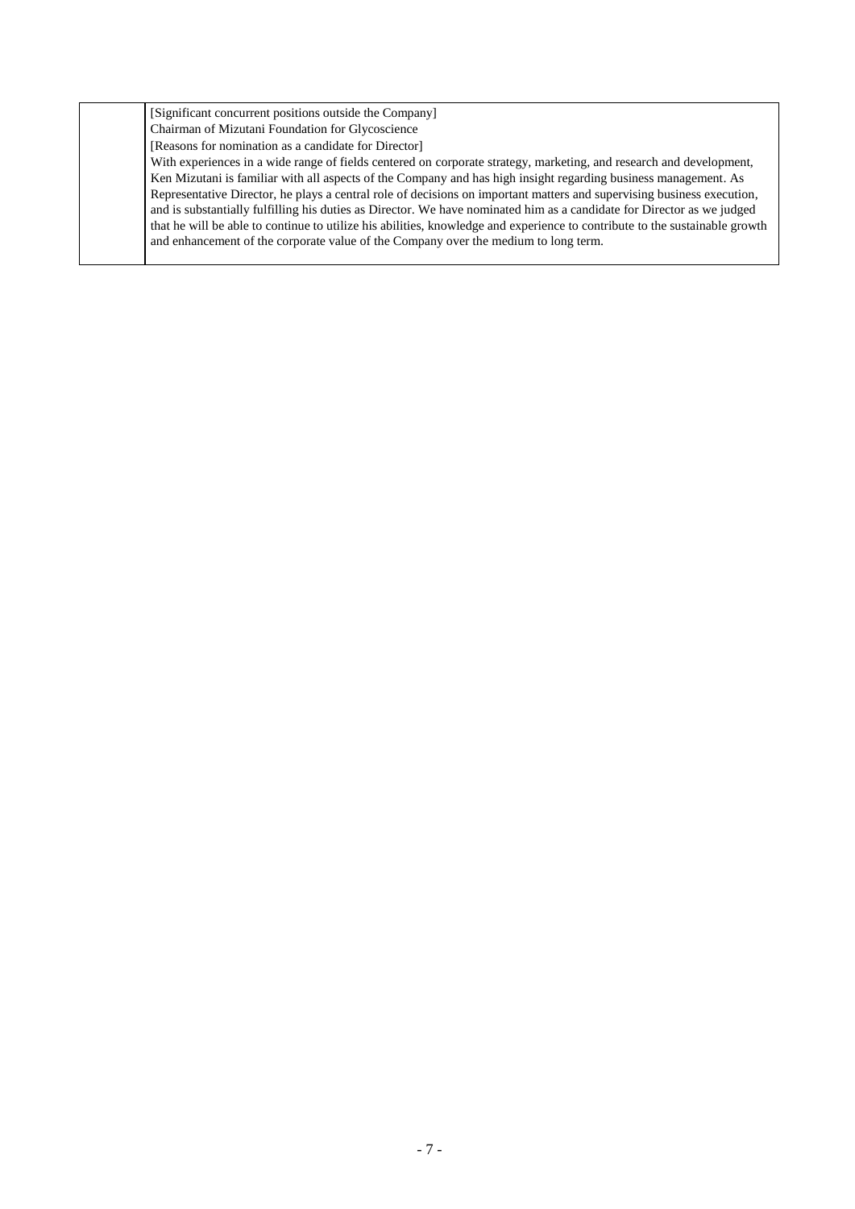| | [Significant concurrent positions outside the Company]<br>Chairman of Mizutani Foundation for Glycoscience<br>[Reasons for nomination as a candidate for Director]<br>With experiences in a wide range of fields centered on corporate strategy, marketing, and research and development, Ken Mizutani is familiar with all aspects of the Company and has high insight regarding business management. As Representative Director, he plays a central role of decisions on important matters and supervising business execution, and is substantially fulfilling his duties as Director. We have nominated him as a candidate for Director as we judged that he will be able to continue to utilize his abilities, knowledge and experience to contribute to the sustainable growth and enhancement of the corporate value of the Company over the medium to long term. |
|---|---|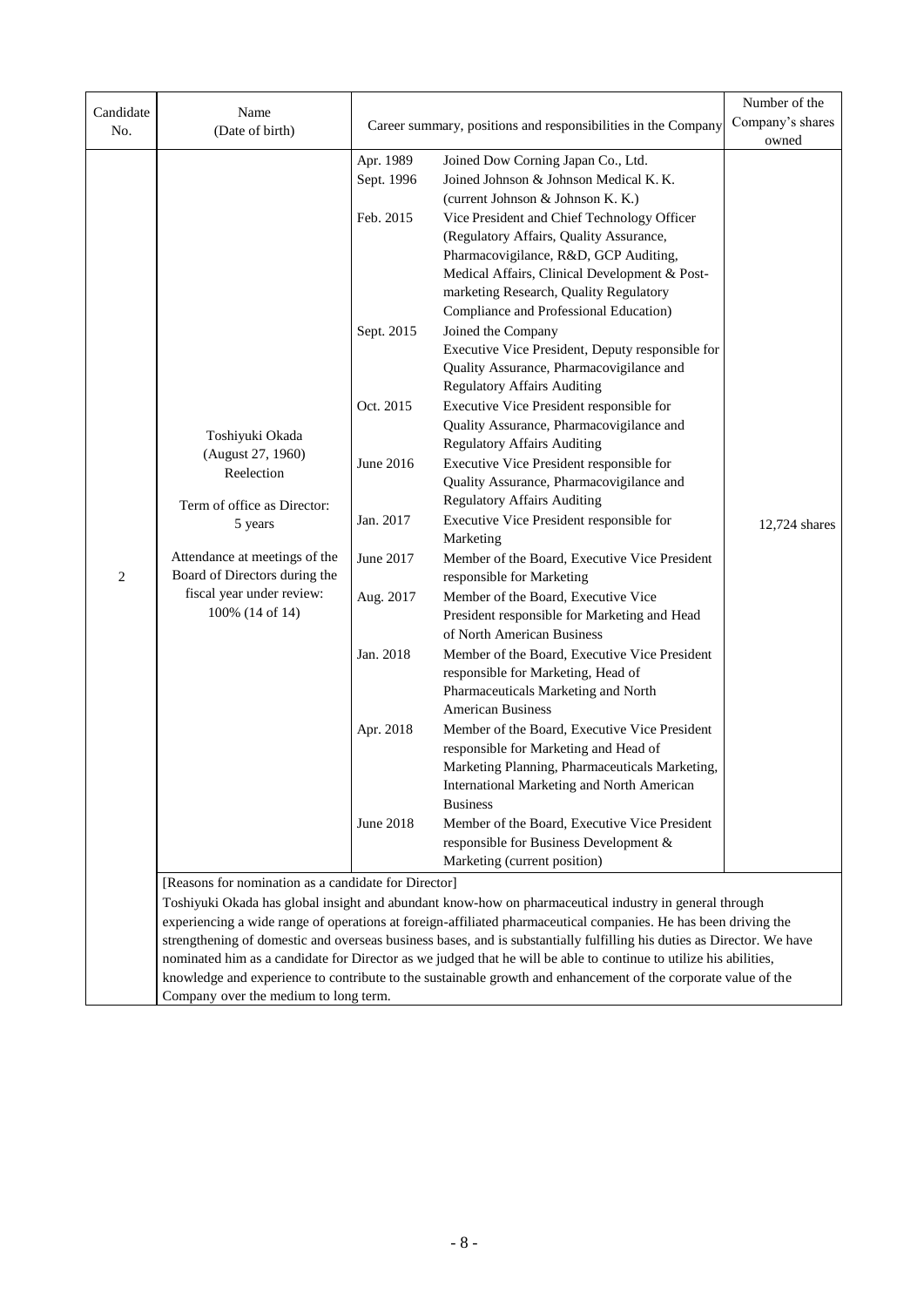| Candidate No. | Name (Date of birth) | Career summary, positions and responsibilities in the Company | | Number of the Company's shares owned |
|---|---|---|---|---|
| 2 | Toshiyuki Okada (August 27, 1960) Reelection<br><br>Term of office as Director: 5 years<br><br>Attendance at meetings of the Board of Directors during the fiscal year under review: 100% (14 of 14) | Apr. 1989 | Joined Dow Corning Japan Co., Ltd. | 12,724 shares |
| | | Sept. 1996 | Joined Johnson & Johnson Medical K. K. (current Johnson & Johnson K. K.) | |
| | | Feb. 2015 | Vice President and Chief Technology Officer (Regulatory Affairs, Quality Assurance, Pharmacovigilance, R&D, GCP Auditing, Medical Affairs, Clinical Development & Post-marketing Research, Quality Regulatory Compliance and Professional Education) | |
| | | Sept. 2015 | Joined the Company<br>Executive Vice President, Deputy responsible for Quality Assurance, Pharmacovigilance and Regulatory Affairs Auditing | |
| | | Oct. 2015 | Executive Vice President responsible for Quality Assurance, Pharmacovigilance and Regulatory Affairs Auditing | |
| | | June 2016 | Executive Vice President responsible for Quality Assurance, Pharmacovigilance and Regulatory Affairs Auditing | |
| | | Jan. 2017 | Executive Vice President responsible for Marketing | |
| | | June 2017 | Member of the Board, Executive Vice President responsible for Marketing | |
| | | Aug. 2017 | Member of the Board, Executive Vice President responsible for Marketing and Head of North American Business | |
| | | Jan. 2018 | Member of the Board, Executive Vice President responsible for Marketing, Head of Pharmaceuticals Marketing and North American Business | |
| | | Apr. 2018 | Member of the Board, Executive Vice President responsible for Marketing and Head of Marketing Planning, Pharmaceuticals Marketing, International Marketing and North American Business | |
| | | June 2018 | Member of the Board, Executive Vice President responsible for Business Development & Marketing (current position) | |

[Reasons for nomination as a candidate for Director]

Toshiyuki Okada has global insight and abundant know-how on pharmaceutical industry in general through experiencing a wide range of operations at foreign-affiliated pharmaceutical companies. He has been driving the strengthening of domestic and overseas business bases, and is substantially fulfilling his duties as Director. We have nominated him as a candidate for Director as we judged that he will be able to continue to utilize his abilities, knowledge and experience to contribute to the sustainable growth and enhancement of the corporate value of the Company over the medium to long term.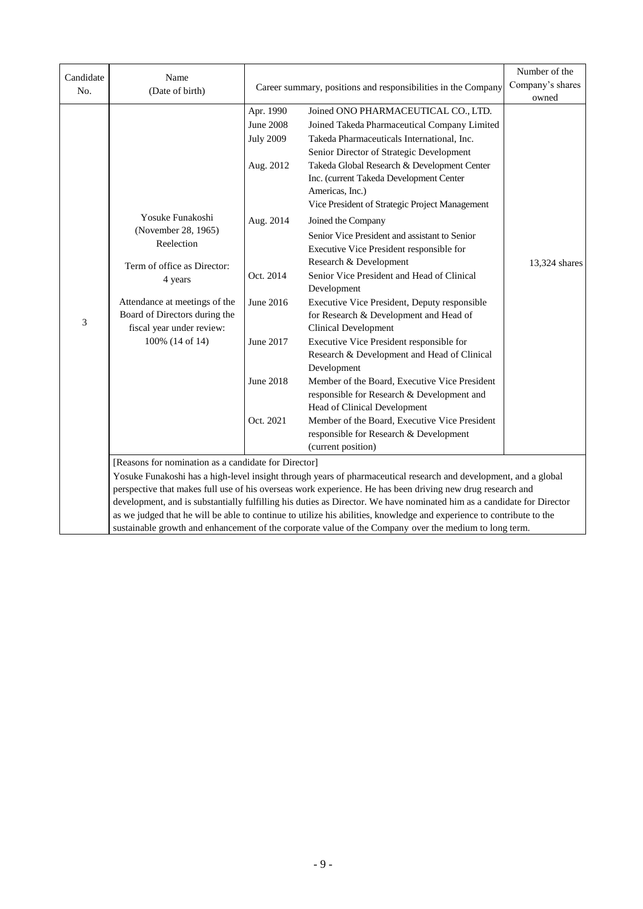| Candidate No. | Name (Date of birth) | Career summary, positions and responsibilities in the Company | | Number of the Company's shares owned |
|---|---|---|---|---|
| 3 | Yosuke Funakoshi (November 28, 1965) Reelection<br><br>Term of office as Director: 4 years<br><br>Attendance at meetings of the Board of Directors during the fiscal year under review: 100% (14 of 14) | Apr. 1990 | Joined ONO PHARMACEUTICAL CO., LTD. | 13,324 shares |
| | | June 2008 | Joined Takeda Pharmaceutical Company Limited | |
| | | July 2009 | Takeda Pharmaceuticals International, Inc. Senior Director of Strategic Development | |
| | | Aug. 2012 | Takeda Global Research & Development Center Inc. (current Takeda Development Center Americas, Inc.) Vice President of Strategic Project Management | |
| | | Aug. 2014 | Joined the Company<br>Senior Vice President and assistant to Senior Executive Vice President responsible for Research & Development | |
| | | Oct. 2014 | Senior Vice President and Head of Clinical Development | |
| | | June 2016 | Executive Vice President, Deputy responsible for Research & Development and Head of Clinical Development | |
| | | June 2017 | Executive Vice President responsible for Research & Development and Head of Clinical Development | |
| | | June 2018 | Member of the Board, Executive Vice President responsible for Research & Development and Head of Clinical Development | |
| | | Oct. 2021 | Member of the Board, Executive Vice President responsible for Research & Development (current position) | |

[Reasons for nomination as a candidate for Director]

Yosuke Funakoshi has a high-level insight through years of pharmaceutical research and development, and a global perspective that makes full use of his overseas work experience. He has been driving new drug research and development, and is substantially fulfilling his duties as Director. We have nominated him as a candidate for Director as we judged that he will be able to continue to utilize his abilities, knowledge and experience to contribute to the sustainable growth and enhancement of the corporate value of the Company over the medium to long term.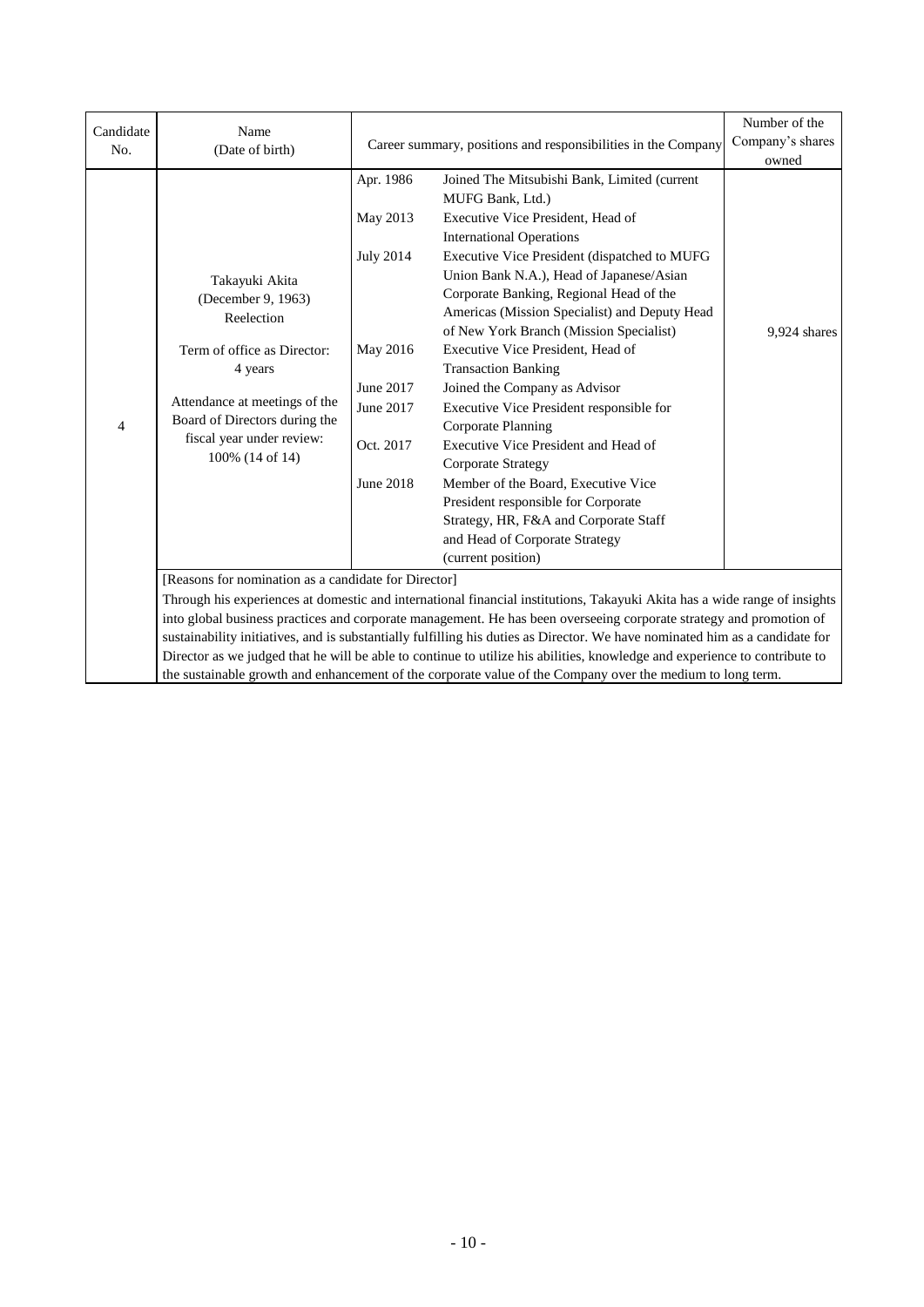| Candidate No. | Name (Date of birth) | Career summary, positions and responsibilities in the Company | | Number of the Company's shares owned |
|---|---|---|---|---|
| 4 | Takayuki Akita (December 9, 1963) Reelection<br><br>Term of office as Director: 4 years<br><br>Attendance at meetings of the Board of Directors during the fiscal year under review: 100% (14 of 14) | Apr. 1986 | Joined The Mitsubishi Bank, Limited (current MUFG Bank, Ltd.) | 9,924 shares |
| | | May 2013 | Executive Vice President, Head of International Operations | |
| | | July 2014 | Executive Vice President (dispatched to MUFG Union Bank N.A.), Head of Japanese/Asian Corporate Banking, Regional Head of the Americas (Mission Specialist) and Deputy Head of New York Branch (Mission Specialist) | |
| | | May 2016 | Executive Vice President, Head of Transaction Banking | |
| | | June 2017 | Joined the Company as Advisor | |
| | | June 2017 | Executive Vice President responsible for Corporate Planning | |
| | | Oct. 2017 | Executive Vice President and Head of Corporate Strategy | |
| | | June 2018 | Member of the Board, Executive Vice President responsible for Corporate Strategy, HR, F&A and Corporate Staff and Head of Corporate Strategy (current position) | |
| | [Reasons for nomination as a candidate for Director]<br>Through his experiences at domestic and international financial institutions, Takayuki Akita has a wide range of insights into global business practices and corporate management. He has been overseeing corporate strategy and promotion of sustainability initiatives, and is substantially fulfilling his duties as Director. We have nominated him as a candidate for Director as we judged that he will be able to continue to utilize his abilities, knowledge and experience to contribute to the sustainable growth and enhancement of the corporate value of the Company over the medium to long term. | | | |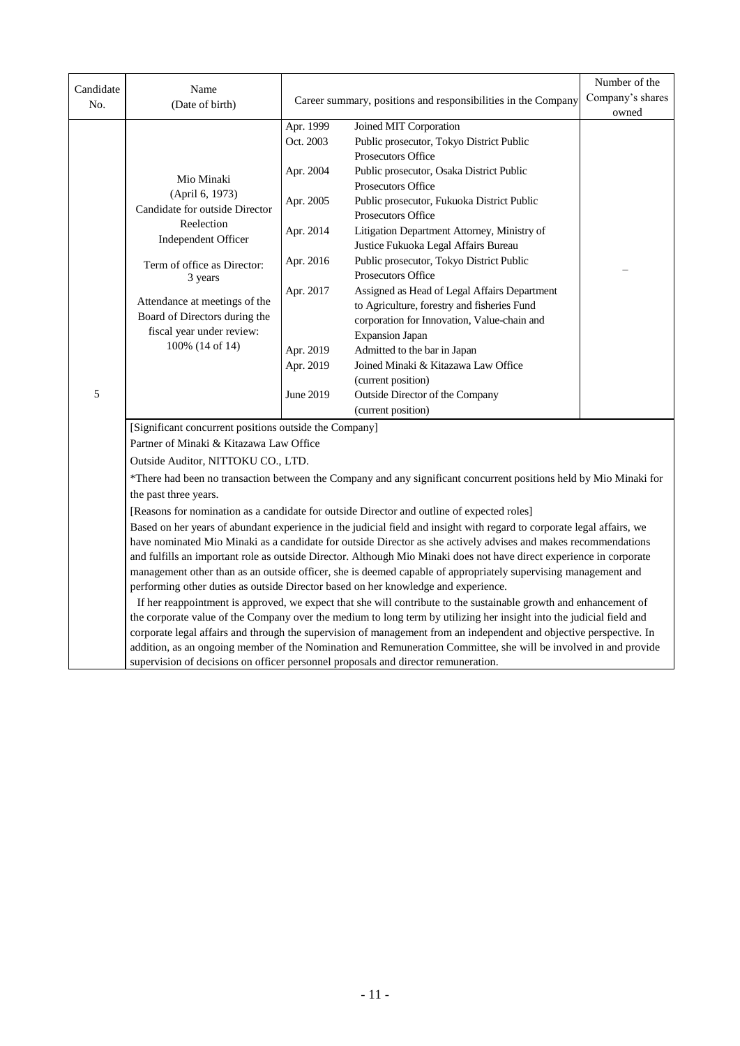| Candidate No. | Name (Date of birth) | Career summary, positions and responsibilities in the Company | | Number of the Company's shares owned |
|---|---|---|---|---|
| 5 | Mio Minaki (April 6, 1973)<br>Candidate for outside Director<br>Reelection<br>Independent Officer<br><br>Term of office as Director: 3 years<br><br>Attendance at meetings of the Board of Directors during the fiscal year under review: 100% (14 of 14) | Apr. 1999<br>Oct. 2003<br><br>Apr. 2004<br><br>Apr. 2005<br><br>Apr. 2014<br><br>Apr. 2016<br><br>Apr. 2017<br><br><br><br>Apr. 2019<br>Apr. 2019<br><br>June 2019 | Joined MIT Corporation<br>Public prosecutor, Tokyo District Public Prosecutors Office<br>Public prosecutor, Osaka District Public Prosecutors Office<br>Public prosecutor, Fukuoka District Public Prosecutors Office<br>Litigation Department Attorney, Ministry of Justice Fukuoka Legal Affairs Bureau<br>Public prosecutor, Tokyo District Public Prosecutors Office<br>Assigned as Head of Legal Affairs Department to Agriculture, forestry and fisheries Fund corporation for Innovation, Value-chain and Expansion Japan<br>Admitted to the bar in Japan<br>Joined Minaki & Kitazawa Law Office (current position)<br>Outside Director of the Company (current position) | – |

[Significant concurrent positions outside the Company]

Partner of Minaki & Kitazawa Law Office

Outside Auditor, NITTOKU CO., LTD.

*There had been no transaction between the Company and any significant concurrent positions held by Mio Minaki for the past three years.

[Reasons for nomination as a candidate for outside Director and outline of expected roles]

Based on her years of abundant experience in the judicial field and insight with regard to corporate legal affairs, we have nominated Mio Minaki as a candidate for outside Director as she actively advises and makes recommendations and fulfills an important role as outside Director. Although Mio Minaki does not have direct experience in corporate management other than as an outside officer, she is deemed capable of appropriately supervising management and performing other duties as outside Director based on her knowledge and experience.

If her reappointment is approved, we expect that she will contribute to the sustainable growth and enhancement of the corporate value of the Company over the medium to long term by utilizing her insight into the judicial field and corporate legal affairs and through the supervision of management from an independent and objective perspective. In addition, as an ongoing member of the Nomination and Remuneration Committee, she will be involved in and provide supervision of decisions on officer personnel proposals and director remuneration.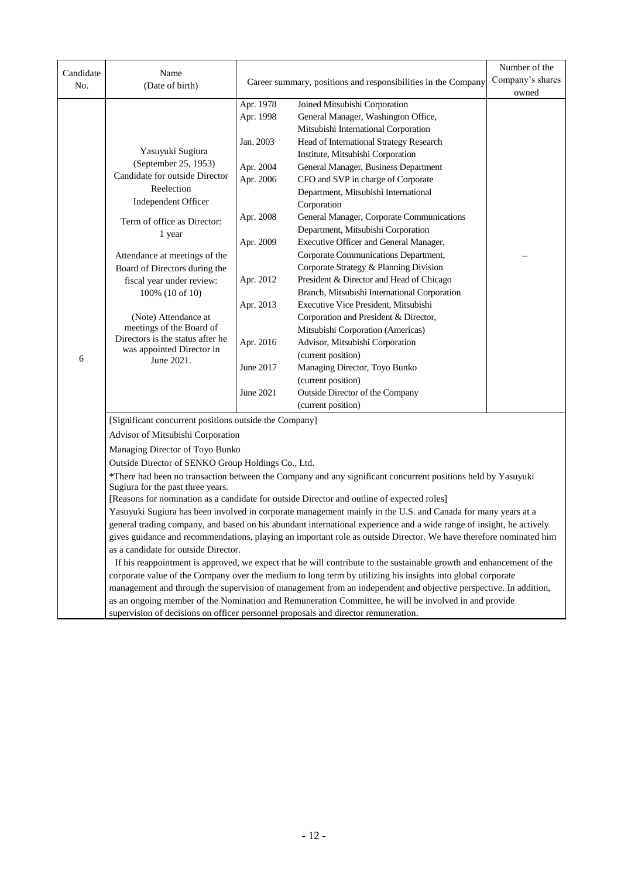| Candidate No. | Name (Date of birth) | Career summary, positions and responsibilities in the Company | | Number of the Company's shares owned |
|---|---|---|---|---|
| 6 | Yasuyuki Sugiura (September 25, 1953) Candidate for outside Director Reelection Independent Officer<br><br>Term of office as Director: 1 year<br><br>Attendance at meetings of the Board of Directors during the fiscal year under review: 100% (10 of 10)<br><br>(Note) Attendance at meetings of the Board of Directors is the status after he was appointed Director in June 2021. | Apr. 1978 | Joined Mitsubishi Corporation | – |
| | | Apr. 1998 | General Manager, Washington Office, Mitsubishi International Corporation | |
| | | Jan. 2003 | Head of International Strategy Research Institute, Mitsubishi Corporation | |
| | | Apr. 2004 | General Manager, Business Department | |
| | | Apr. 2006 | CFO and SVP in charge of Corporate Department, Mitsubishi International Corporation | |
| | | Apr. 2008 | General Manager, Corporate Communications Department, Mitsubishi Corporation | |
| | | Apr. 2009 | Executive Officer and General Manager, Corporate Communications Department, Corporate Strategy & Planning Division | |
| | | Apr. 2012 | President & Director and Head of Chicago Branch, Mitsubishi International Corporation | |
| | | Apr. 2013 | Executive Vice President, Mitsubishi Corporation and President & Director, Mitsubishi Corporation (Americas) | |
| | | Apr. 2016 | Advisor, Mitsubishi Corporation (current position) | |
| | | June 2017 | Managing Director, Toyo Bunko (current position) | |
| | | June 2021 | Outside Director of the Company (current position) | |

[Significant concurrent positions outside the Company]

Advisor of Mitsubishi Corporation

Managing Director of Toyo Bunko

Outside Director of SENKO Group Holdings Co., Ltd.

*There had been no transaction between the Company and any significant concurrent positions held by Yasuyuki Sugiura for the past three years.

[Reasons for nomination as a candidate for outside Director and outline of expected roles]

Yasuyuki Sugiura has been involved in corporate management mainly in the U.S. and Canada for many years at a general trading company, and based on his abundant international experience and a wide range of insight, he actively gives guidance and recommendations, playing an important role as outside Director. We have therefore nominated him as a candidate for outside Director.

If his reappointment is approved, we expect that he will contribute to the sustainable growth and enhancement of the corporate value of the Company over the medium to long term by utilizing his insights into global corporate management and through the supervision of management from an independent and objective perspective. In addition, as an ongoing member of the Nomination and Remuneration Committee, he will be involved in and provide supervision of decisions on officer personnel proposals and director remuneration.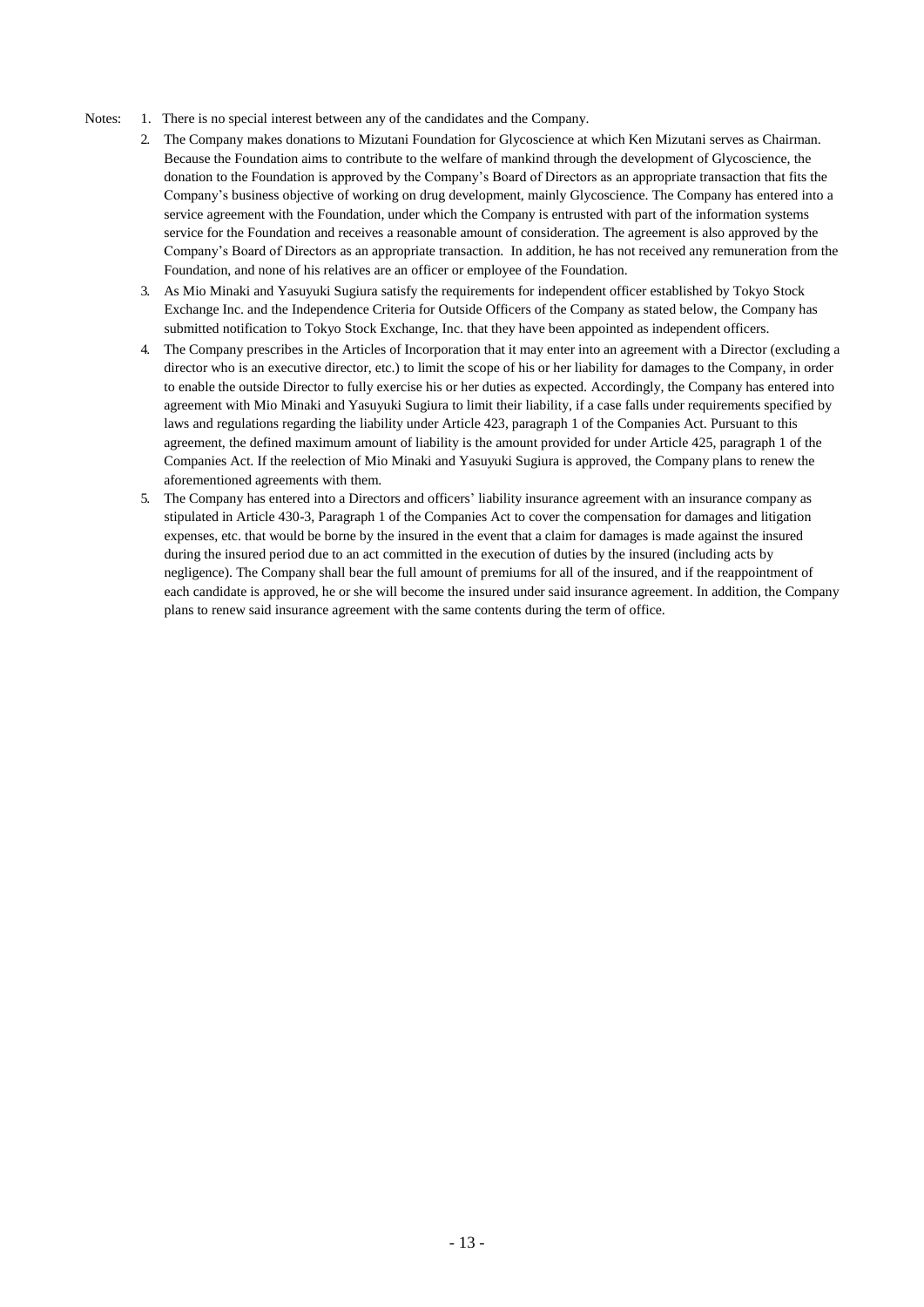Notes:

1. There is no special interest between any of the candidates and the Company.
2. The Company makes donations to Mizutani Foundation for Glycoscience at which Ken Mizutani serves as Chairman. Because the Foundation aims to contribute to the welfare of mankind through the development of Glycoscience, the donation to the Foundation is approved by the Company's Board of Directors as an appropriate transaction that fits the Company's business objective of working on drug development, mainly Glycoscience. The Company has entered into a service agreement with the Foundation, under which the Company is entrusted with part of the information systems service for the Foundation and receives a reasonable amount of consideration. The agreement is also approved by the Company's Board of Directors as an appropriate transaction. In addition, he has not received any remuneration from the Foundation, and none of his relatives are an officer or employee of the Foundation.
3. As Mio Minaki and Yasuyuki Sugiura satisfy the requirements for independent officer established by Tokyo Stock Exchange Inc. and the Independence Criteria for Outside Officers of the Company as stated below, the Company has submitted notification to Tokyo Stock Exchange, Inc. that they have been appointed as independent officers.
4. The Company prescribes in the Articles of Incorporation that it may enter into an agreement with a Director (excluding a director who is an executive director, etc.) to limit the scope of his or her liability for damages to the Company, in order to enable the outside Director to fully exercise his or her duties as expected. Accordingly, the Company has entered into agreement with Mio Minaki and Yasuyuki Sugiura to limit their liability, if a case falls under requirements specified by laws and regulations regarding the liability under Article 423, paragraph 1 of the Companies Act. Pursuant to this agreement, the defined maximum amount of liability is the amount provided for under Article 425, paragraph 1 of the Companies Act. If the reelection of Mio Minaki and Yasuyuki Sugiura is approved, the Company plans to renew the aforementioned agreements with them.
5. The Company has entered into a Directors and officers' liability insurance agreement with an insurance company as stipulated in Article 430-3, Paragraph 1 of the Companies Act to cover the compensation for damages and litigation expenses, etc. that would be borne by the insured in the event that a claim for damages is made against the insured during the insured period due to an act committed in the execution of duties by the insured (including acts by negligence). The Company shall bear the full amount of premiums for all of the insured, and if the reappointment of each candidate is approved, he or she will become the insured under said insurance agreement. In addition, the Company plans to renew said insurance agreement with the same contents during the term of office.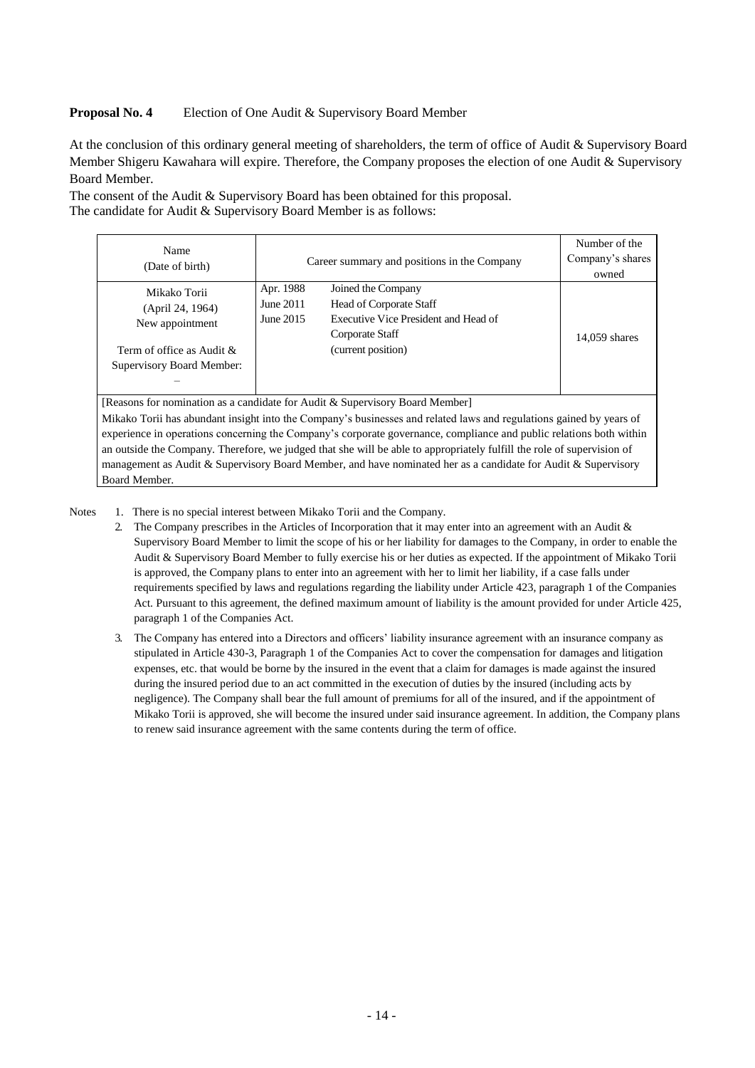**Proposal No. 4** Election of One Audit & Supervisory Board Member

At the conclusion of this ordinary general meeting of shareholders, the term of office of Audit & Supervisory Board Member Shigeru Kawahara will expire. Therefore, the Company proposes the election of one Audit & Supervisory Board Member.

The consent of the Audit & Supervisory Board has been obtained for this proposal.

The candidate for Audit & Supervisory Board Member is as follows:

| Name (Date of birth) | Career summary and positions in the Company | | Number of the Company's shares owned |
|---|---|---|---|
| Mikako Torii (April 24, 1964) New appointment<br><br>Term of office as Audit & Supervisory Board Member: – | Apr. 1988<br>June 2011<br>June 2015 | Joined the Company<br>Head of Corporate Staff<br>Executive Vice President and Head of Corporate Staff (current position) | 14,059 shares |

[Reasons for nomination as a candidate for Audit & Supervisory Board Member]

Mikako Torii has abundant insight into the Company's businesses and related laws and regulations gained by years of experience in operations concerning the Company's corporate governance, compliance and public relations both within an outside the Company. Therefore, we judged that she will be able to appropriately fulfill the role of supervision of management as Audit & Supervisory Board Member, and have nominated her as a candidate for Audit & Supervisory Board Member.

Notes

1. There is no special interest between Mikako Torii and the Company.
2. The Company prescribes in the Articles of Incorporation that it may enter into an agreement with an Audit & Supervisory Board Member to limit the scope of his or her liability for damages to the Company, in order to enable the Audit & Supervisory Board Member to fully exercise his or her duties as expected. If the appointment of Mikako Torii is approved, the Company plans to enter into an agreement with her to limit her liability, if a case falls under requirements specified by laws and regulations regarding the liability under Article 423, paragraph 1 of the Companies Act. Pursuant to this agreement, the defined maximum amount of liability is the amount provided for under Article 425, paragraph 1 of the Companies Act.
3. The Company has entered into a Directors and officers' liability insurance agreement with an insurance company as stipulated in Article 430-3, Paragraph 1 of the Companies Act to cover the compensation for damages and litigation expenses, etc. that would be borne by the insured in the event that a claim for damages is made against the insured during the insured period due to an act committed in the execution of duties by the insured (including acts by negligence). The Company shall bear the full amount of premiums for all of the insured, and if the appointment of Mikako Torii is approved, she will become the insured under said insurance agreement. In addition, the Company plans to renew said insurance agreement with the same contents during the term of office.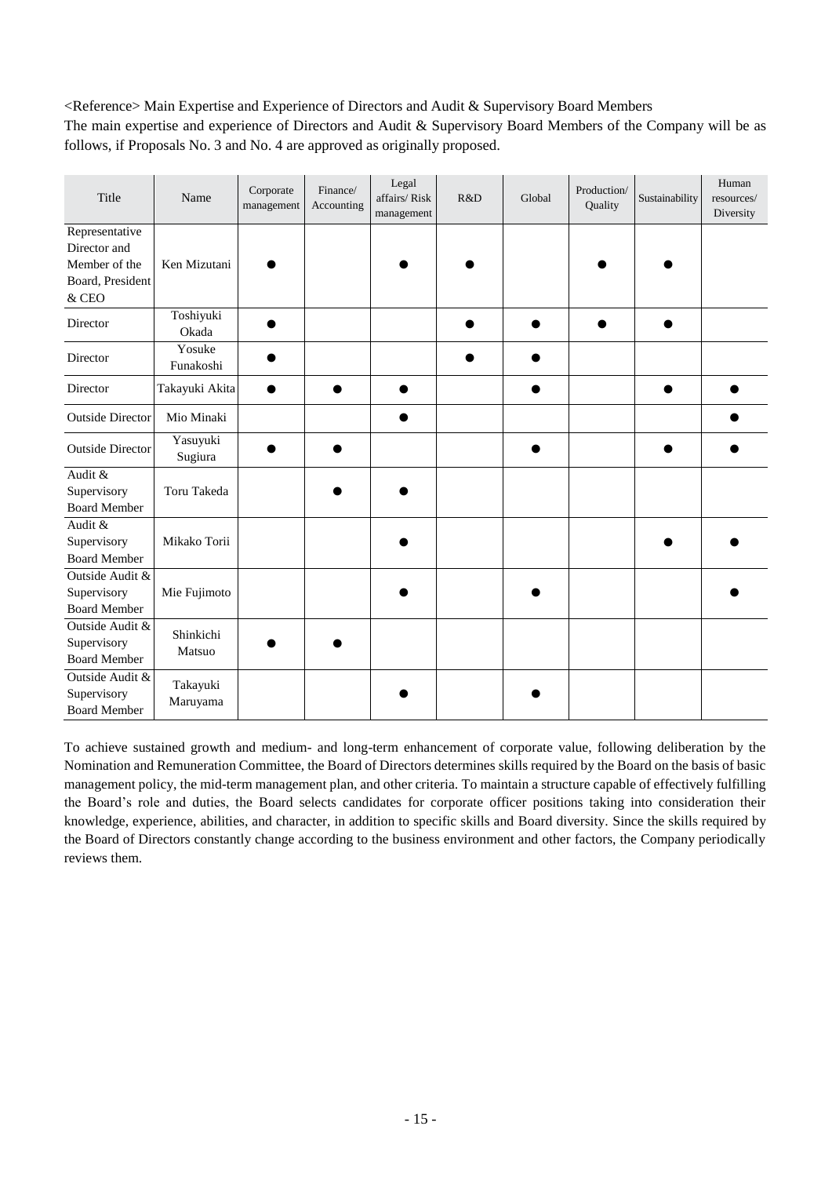<Reference> Main Expertise and Experience of Directors and Audit & Supervisory Board Members

The main expertise and experience of Directors and Audit & Supervisory Board Members of the Company will be as follows, if Proposals No. 3 and No. 4 are approved as originally proposed.

| Title | Name | Corporate management | Finance/ Accounting | Legal affairs/ Risk management | R&D | Global | Production/ Quality | Sustainability | Human resources/ Diversity |
|---|---|---|---|---|---|---|---|---|---|
| Representative Director and Member of the Board, President & CEO | Ken Mizutani | ● | | ● | ● | | ● | ● | |
| Director | Toshiyuki Okada | ● | | | ● | ● | ● | ● | |
| Director | Yosuke Funakoshi | ● | | | ● | ● | | | |
| Director | Takayuki Akita | ● | ● | ● | | ● | | ● | ● |
| Outside Director | Mio Minaki | | | ● | | | | | ● |
| Outside Director | Yasuyuki Sugiura | ● | ● | | | ● | | ● | ● |
| Audit & Supervisory Board Member | Toru Takeda | | ● | ● | | | | | |
| Audit & Supervisory Board Member | Mikako Torii | | | ● | | | | ● | ● |
| Outside Audit & Supervisory Board Member | Mie Fujimoto | | | ● | | ● | | | ● |
| Outside Audit & Supervisory Board Member | Shinkichi Matsuo | ● | ● | | | | | | |
| Outside Audit & Supervisory Board Member | Takayuki Maruyama | | | ● | | ● | | | |

To achieve sustained growth and medium- and long-term enhancement of corporate value, following deliberation by the Nomination and Remuneration Committee, the Board of Directors determines skills required by the Board on the basis of basic management policy, the mid-term management plan, and other criteria. To maintain a structure capable of effectively fulfilling the Board's role and duties, the Board selects candidates for corporate officer positions taking into consideration their knowledge, experience, abilities, and character, in addition to specific skills and Board diversity. Since the skills required by the Board of Directors constantly change according to the business environment and other factors, the Company periodically reviews them.